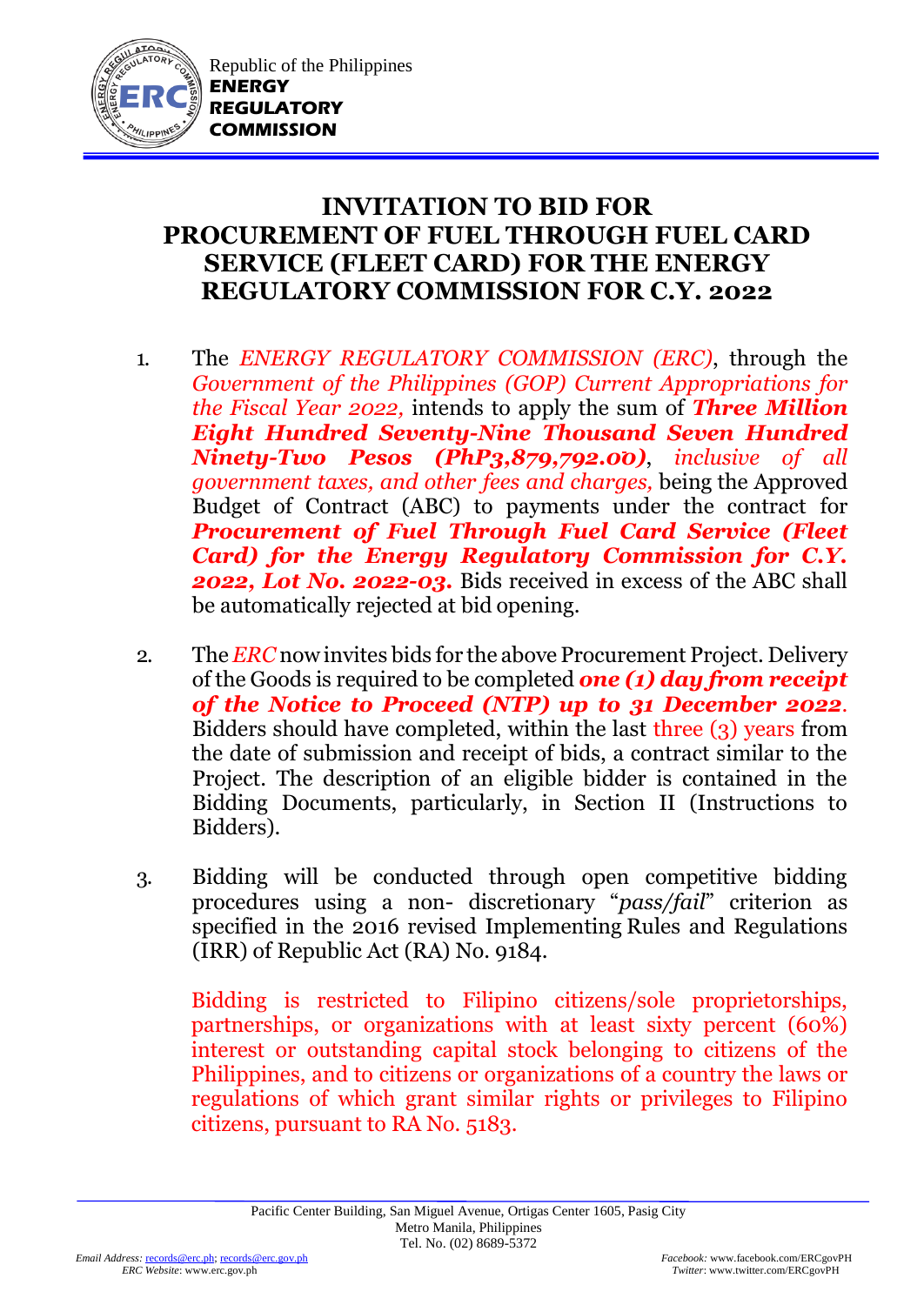Republic of the Philippines
**ENERGY REGULATORY COMMISSION**

# INVITATION TO BID FOR PROCUREMENT OF FUEL THROUGH FUEL CARD SERVICE (FLEET CARD) FOR THE ENERGY REGULATORY COMMISSION FOR C.Y. 2022

1. The *ENERGY REGULATORY COMMISSION (ERC)*, through the *Government of the Philippines (GOP) Current Appropriations for the Fiscal Year 2022,* intends to apply the sum of ***Three Million Eight Hundred Seventy-Nine Thousand Seven Hundred Ninety-Two Pesos (PhP3,879,792.00)***, *inclusive of all government taxes, and other fees and charges,* being the Approved Budget of Contract (ABC) to payments under the contract for ***Procurement of Fuel Through Fuel Card Service (Fleet Card) for the Energy Regulatory Commission for C.Y. 2022, Lot No. 2022-03.*** Bids received in excess of the ABC shall be automatically rejected at bid opening.

2. The *ERC* now invites bids for the above Procurement Project. Delivery of the Goods is required to be completed ***one (1) day from receipt of the Notice to Proceed (NTP) up to 31 December 2022***. Bidders should have completed, within the last three (3) years from the date of submission and receipt of bids, a contract similar to the Project. The description of an eligible bidder is contained in the Bidding Documents, particularly, in Section II (Instructions to Bidders).

3. Bidding will be conducted through open competitive bidding procedures using a non- discretionary "*pass/fail*" criterion as specified in the 2016 revised Implementing Rules and Regulations (IRR) of Republic Act (RA) No. 9184.

   Bidding is restricted to Filipino citizens/sole proprietorships, partnerships, or organizations with at least sixty percent (60%) interest or outstanding capital stock belonging to citizens of the Philippines, and to citizens or organizations of a country the laws or regulations of which grant similar rights or privileges to Filipino citizens, pursuant to RA No. 5183.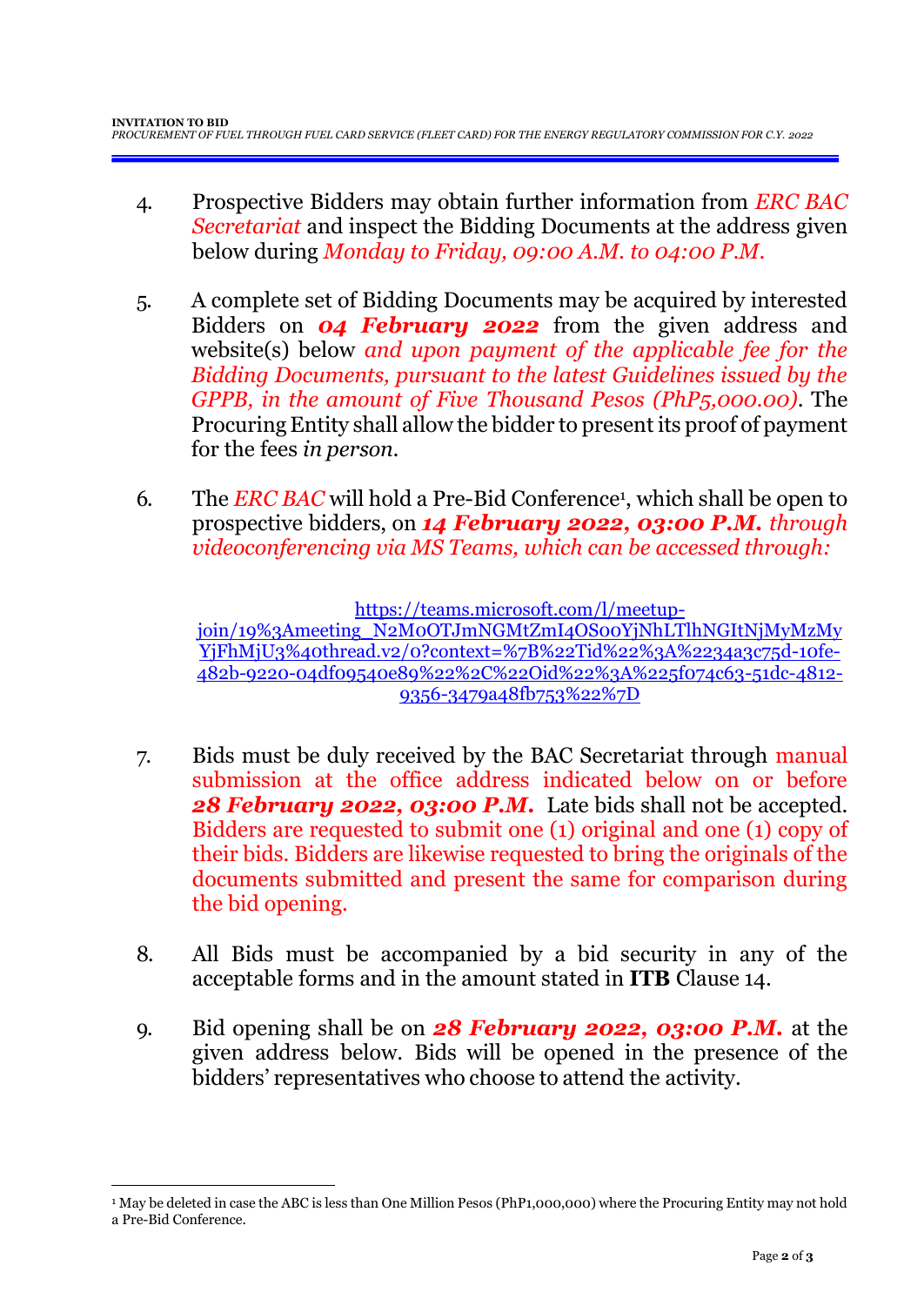4. Prospective Bidders may obtain further information from *ERC BAC Secretariat* and inspect the Bidding Documents at the address given below during *Monday to Friday, 09:00 A.M. to 04:00 P.M.*

5. A complete set of Bidding Documents may be acquired by interested Bidders on ***04 February 2022*** from the given address and website(s) below *and upon payment of the applicable fee for the Bidding Documents, pursuant to the latest Guidelines issued by the GPPB, in the amount of Five Thousand Pesos (PhP5,000.00)*. The Procuring Entity shall allow the bidder to present its proof of payment for the fees *in person.*

6. The *ERC BAC* will hold a Pre-Bid Conference[1], which shall be open to prospective bidders, on ***14 February 2022, 03:00 P.M.*** *through videoconferencing via MS Teams, which can be accessed through:*

   https://teams.microsoft.com/l/meetup-join/19%3Ameeting_N2M0OTJmNGMtZmI4OS00YjNhLTlhNGItNjMyMzMyYjFhMjU3%40thread.v2/0?context=%7B%22Tid%22%3A%2234a3c75d-10fe-482b-9220-04df09540e89%22%2C%22Oid%22%3A%225f074c63-51dc-4812-9356-3479a48fb753%22%7D

7. Bids must be duly received by the BAC Secretariat through manual submission at the office address indicated below on or before ***28 February 2022, 03:00 P.M.*** Late bids shall not be accepted. Bidders are requested to submit one (1) original and one (1) copy of their bids. Bidders are likewise requested to bring the originals of the documents submitted and present the same for comparison during the bid opening.

8. All Bids must be accompanied by a bid security in any of the acceptable forms and in the amount stated in **ITB** Clause 14.

9. Bid opening shall be on ***28 February 2022, 03:00 P.M.*** at the given address below. Bids will be opened in the presence of the bidders' representatives who choose to attend the activity.

---

[1] May be deleted in case the ABC is less than One Million Pesos (PhP1,000,000) where the Procuring Entity may not hold a Pre-Bid Conference.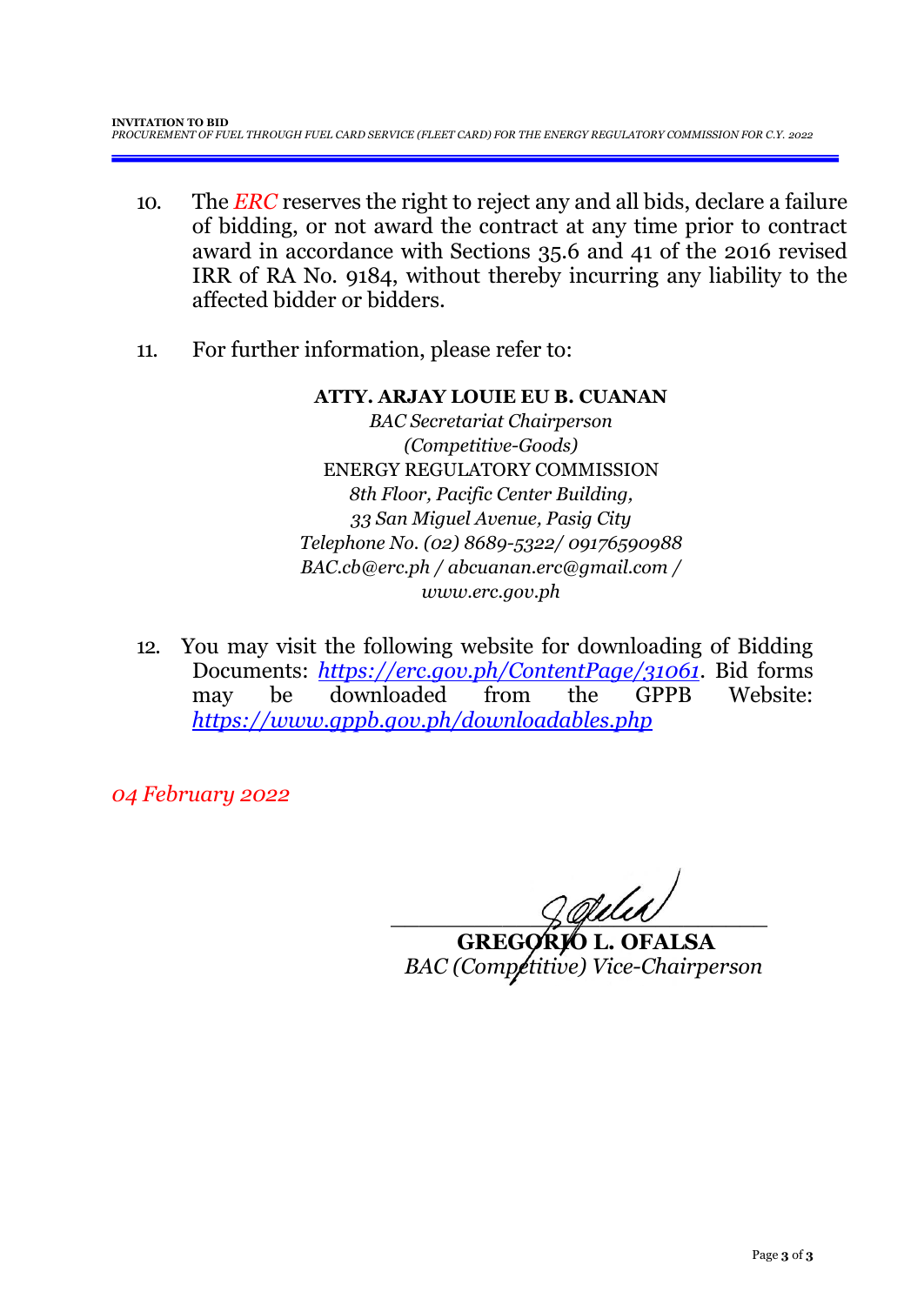10. The *ERC* reserves the right to reject any and all bids, declare a failure of bidding, or not award the contract at any time prior to contract award in accordance with Sections 35.6 and 41 of the 2016 revised IRR of RA No. 9184, without thereby incurring any liability to the affected bidder or bidders.

11. For further information, please refer to:

**ATTY. ARJAY LOUIE EU B. CUANAN**
*BAC Secretariat Chairperson*
*(Competitive-Goods)*
ENERGY REGULATORY COMMISSION
*8th Floor, Pacific Center Building,*
*33 San Miguel Avenue, Pasig City*
*Telephone No. (02) 8689-5322/ 09176590988*
*BAC.cb@erc.ph / abcuanan.erc@gmail.com /*
*www.erc.gov.ph*

12. You may visit the following website for downloading of Bidding Documents: *https://erc.gov.ph/ContentPage/31061*. Bid forms may be downloaded from the GPPB Website: *https://www.gppb.gov.ph/downloadables.php*

*04 February 2022*

**GREGORIO L. OFALSA**
*BAC (Competitive) Vice-Chairperson*